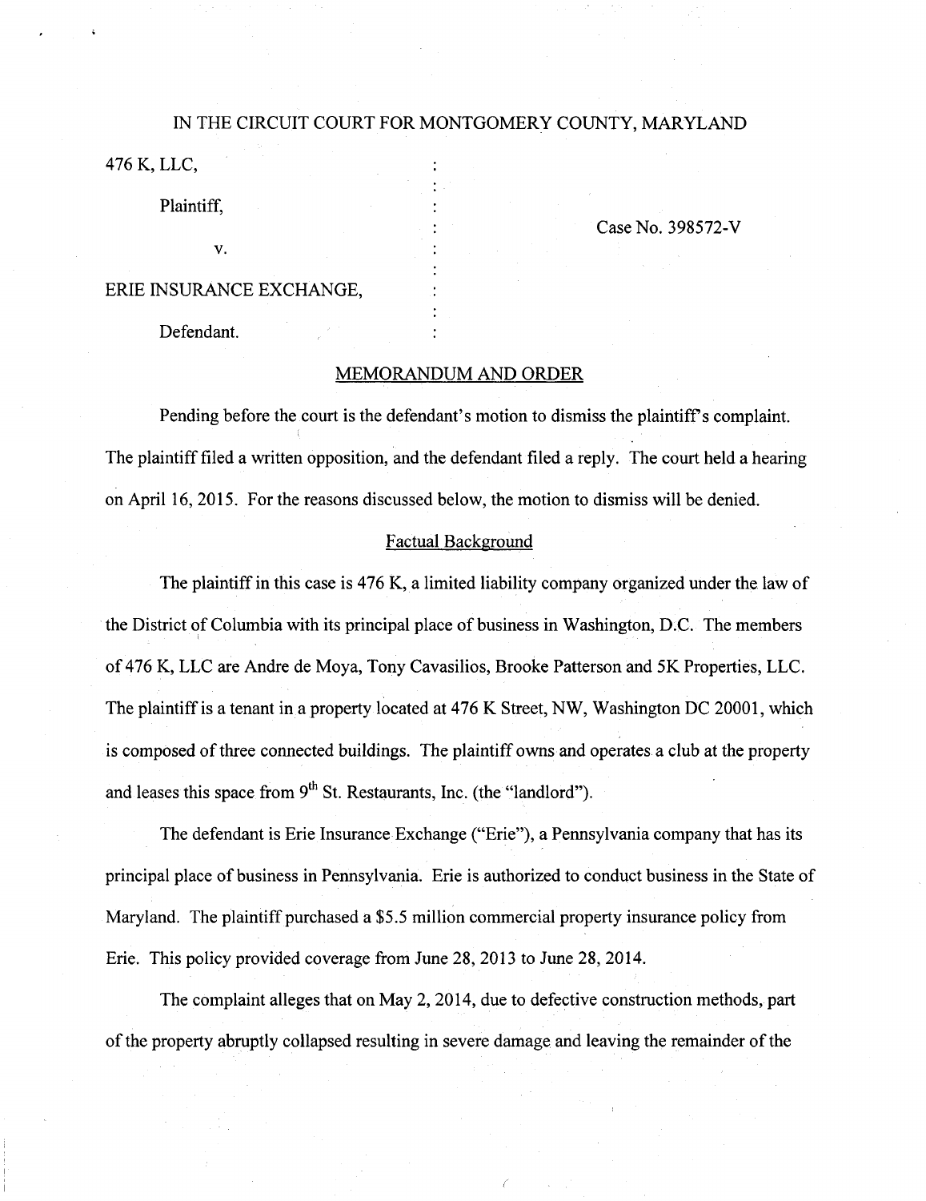IN THE CIRCUIT COURT FOR MONTGOMERY COUNTY, MARYLAND

476 K, LLC,

Plaintiff,

v.

ERIE INSURANCE EXCHANGE,

Defendant.

Case No. 398572-V

## MEMORANDUM AND ORDER

Pending before the court is the defendant's motion to dismiss the plaintiff's complaint. The plaintiff filed a written opposition, and the defendant filed a reply. The court held a hearing on April 16, 2015. For the reasons discussed below, the motion to dismiss will be denied.

### Factual Background

The plaintiff in this case is 476 K, a limited liability company organized under the law of the District of Columbia with its principal place of business in Washington, D.C. The members of 476 K, LLC are Andre de Moya, Tony Cavasilios, Brooke Patterson and 5K Properties, LLC. The plaintiff is a tenant in a property located at 476 K Street, NW, Washington DC 20001, which is composed of three connected buildings. The plaintiff owns and operates a club at the property and leases this space from 9th St. Restaurants, Inc. (the "landlord").

The defendant is Erie Insurance Exchange ("Erie"), a Pennsylvania company that has its principal place of business in Pennsylvania. Erie is authorized to conduct business in the State of Maryland. The plaintiff purchased a $5.5 million commercial property insurance policy from Erie. This policy provided coverage from June 28, 2013 to June 28, 2014.

The complaint alleges that on May 2, 2014, due to defective construction methods, part of the property abruptly collapsed resulting in severe damage and leaving the remainder of the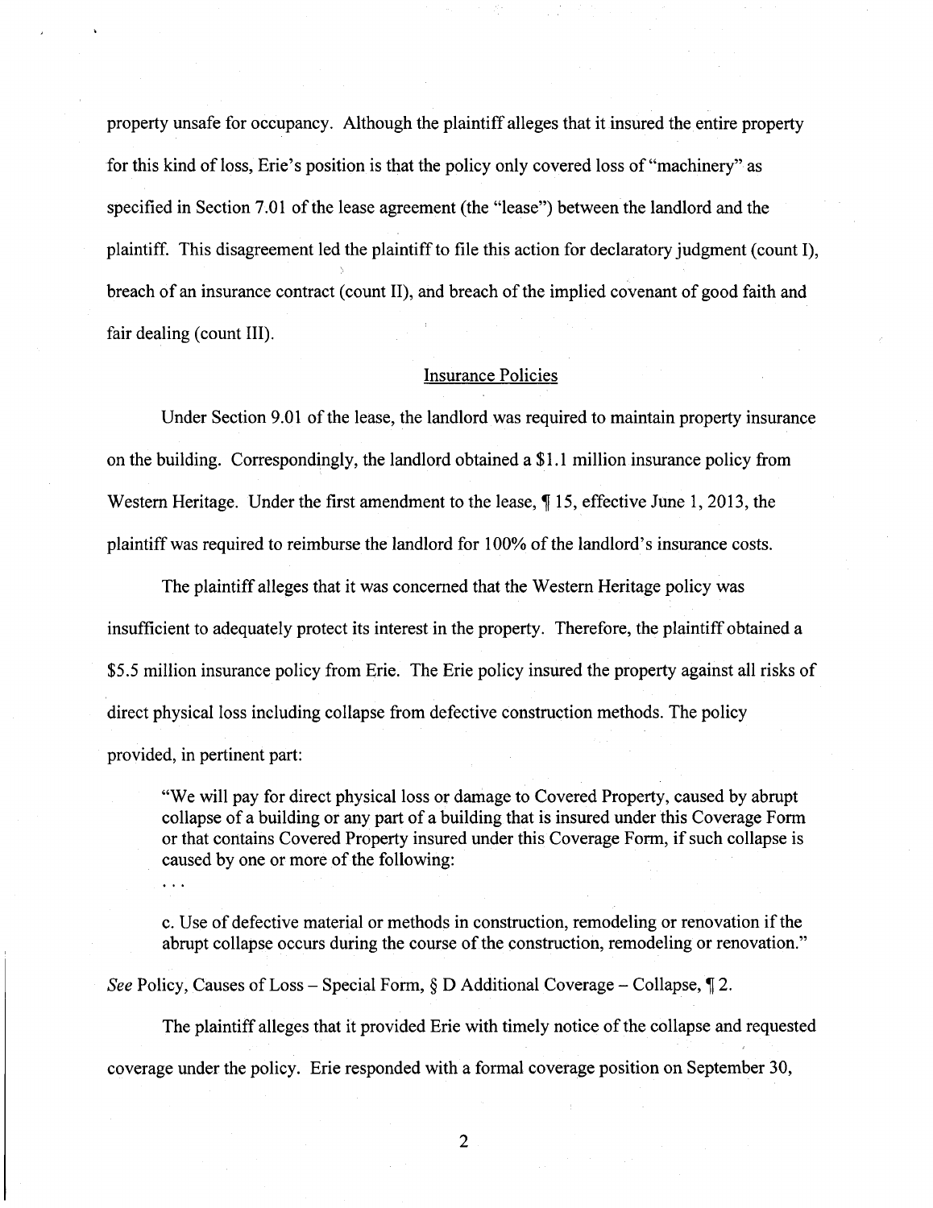property unsafe for occupancy. Although the plaintiff alleges that it insured the entire property for this kind of loss, Erie's position is that the policy only covered loss of "machinery" as specified in Section 7.01 of the lease agreement (the "lease") between the landlord and the plaintiff. This disagreement led the plaintiff to file this action for declaratory judgment (count I), breach of an insurance contract (count II), and breach of the implied covenant of good faith and fair dealing (count III).

## Insurance Policies

Under Section 9.01 of the lease, the landlord was required to maintain property insurance on the building. Correspondingly, the landlord obtained a $1.1 million insurance policy from Western Heritage. Under the first amendment to the lease, ¶ 15, effective June 1, 2013, the plaintiff was required to reimburse the landlord for 100% of the landlord's insurance costs.

The plaintiff alleges that it was concerned that the Western Heritage policy was insufficient to adequately protect its interest in the property. Therefore, the plaintiff obtained a $5.5 million insurance policy from Erie. The Erie policy insured the property against all risks of direct physical loss including collapse from defective construction methods. The policy provided, in pertinent part:

> "We will pay for direct physical loss or damage to Covered Property, caused by abrupt collapse of a building or any part of a building that is insured under this Coverage Form or that contains Covered Property insured under this Coverage Form, if such collapse is caused by one or more of the following:
>
> . . .
>
> c. Use of defective material or methods in construction, remodeling or renovation if the abrupt collapse occurs during the course of the construction, remodeling or renovation."

*See* Policy, Causes of Loss – Special Form, § D Additional Coverage – Collapse, ¶ 2.

The plaintiff alleges that it provided Erie with timely notice of the collapse and requested coverage under the policy. Erie responded with a formal coverage position on September 30,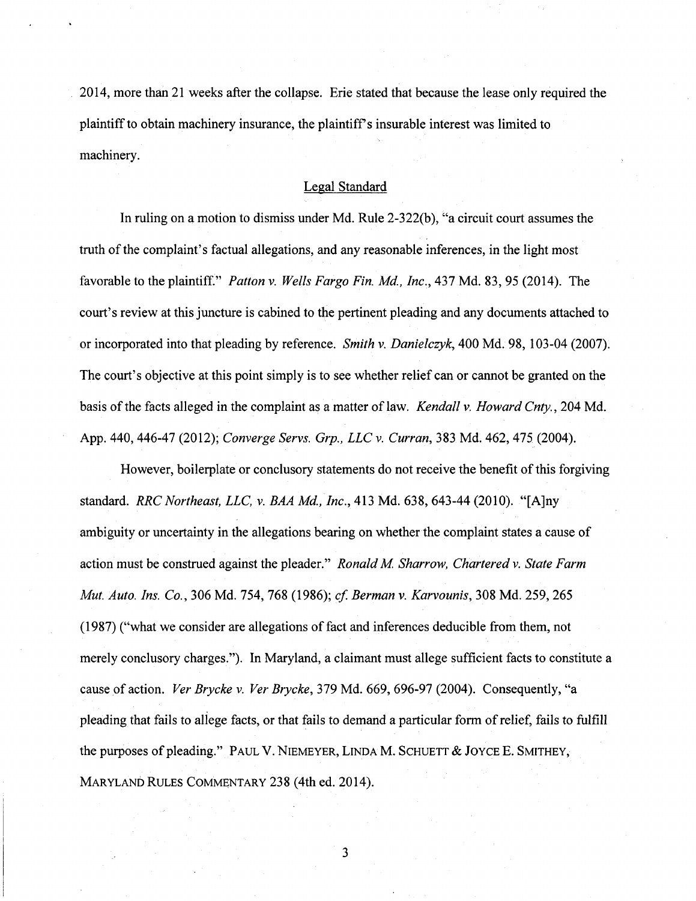2014, more than 21 weeks after the collapse. Erie stated that because the lease only required the plaintiff to obtain machinery insurance, the plaintiff's insurable interest was limited to machinery.

## Legal Standard

In ruling on a motion to dismiss under Md. Rule 2-322(b), "a circuit court assumes the truth of the complaint's factual allegations, and any reasonable inferences, in the light most favorable to the plaintiff." *Patton v. Wells Fargo Fin. Md., Inc.*, 437 Md. 83, 95 (2014). The court's review at this juncture is cabined to the pertinent pleading and any documents attached to or incorporated into that pleading by reference. *Smith v. Danielczyk*, 400 Md. 98, 103-04 (2007). The court's objective at this point simply is to see whether relief can or cannot be granted on the basis of the facts alleged in the complaint as a matter of law. *Kendall v. Howard Cnty.*, 204 Md. App. 440, 446-47 (2012); *Converge Servs. Grp., LLC v. Curran*, 383 Md. 462, 475 (2004).

However, boilerplate or conclusory statements do not receive the benefit of this forgiving standard. *RRC Northeast, LLC, v. BAA Md., Inc.*, 413 Md. 638, 643-44 (2010). "[A]ny ambiguity or uncertainty in the allegations bearing on whether the complaint states a cause of action must be construed against the pleader." *Ronald M. Sharrow, Chartered v. State Farm Mut. Auto. Ins. Co.*, 306 Md. 754, 768 (1986); *cf. Berman v. Karvounis*, 308 Md. 259, 265 (1987) ("what we consider are allegations of fact and inferences deducible from them, not merely conclusory charges."). In Maryland, a claimant must allege sufficient facts to constitute a cause of action. *Ver Brycke v. Ver Brycke*, 379 Md. 669, 696-97 (2004). Consequently, "a pleading that fails to allege facts, or that fails to demand a particular form of relief, fails to fulfill the purposes of pleading." PAUL V. NIEMEYER, LINDA M. SCHUETT & JOYCE E. SMITHEY, MARYLAND RULES COMMENTARY 238 (4th ed. 2014).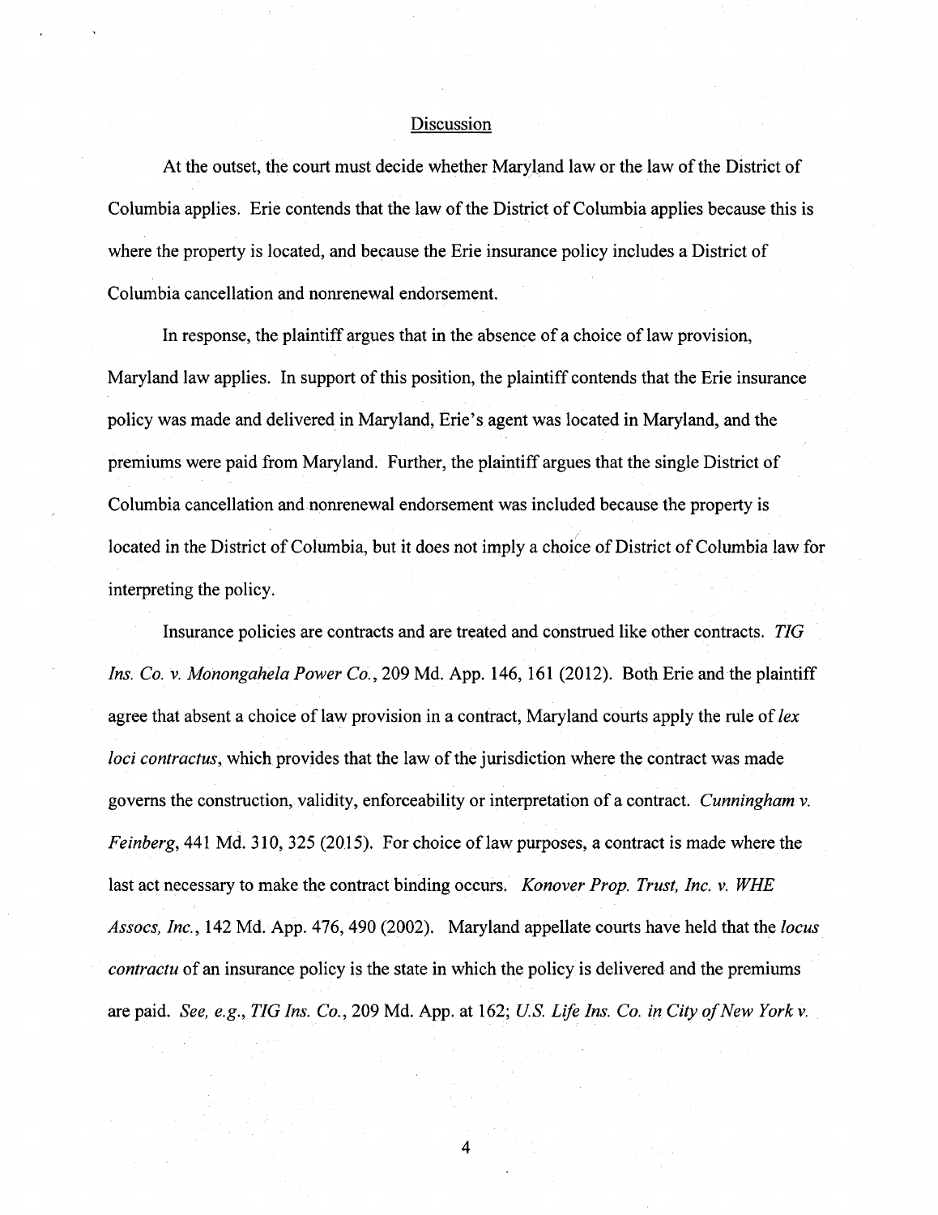Discussion

At the outset, the court must decide whether Maryland law or the law of the District of Columbia applies. Erie contends that the law of the District of Columbia applies because this is where the property is located, and because the Erie insurance policy includes a District of Columbia cancellation and nonrenewal endorsement.

In response, the plaintiff argues that in the absence of a choice of law provision, Maryland law applies. In support of this position, the plaintiff contends that the Erie insurance policy was made and delivered in Maryland, Erie's agent was located in Maryland, and the premiums were paid from Maryland. Further, the plaintiff argues that the single District of Columbia cancellation and nonrenewal endorsement was included because the property is located in the District of Columbia, but it does not imply a choice of District of Columbia law for interpreting the policy.

Insurance policies are contracts and are treated and construed like other contracts. *TIG Ins. Co. v. Monongahela Power Co.*, 209 Md. App. 146, 161 (2012). Both Erie and the plaintiff agree that absent a choice of law provision in a contract, Maryland courts apply the rule of *lex loci contractus*, which provides that the law of the jurisdiction where the contract was made governs the construction, validity, enforceability or interpretation of a contract. *Cunningham v. Feinberg*, 441 Md. 310, 325 (2015). For choice of law purposes, a contract is made where the last act necessary to make the contract binding occurs. *Konover Prop. Trust, Inc. v. WHE Assocs, Inc.*, 142 Md. App. 476, 490 (2002). Maryland appellate courts have held that the *locus contractu* of an insurance policy is the state in which the policy is delivered and the premiums are paid. *See, e.g., TIG Ins. Co.*, 209 Md. App. at 162; *U.S. Life Ins. Co. in City of New York v.*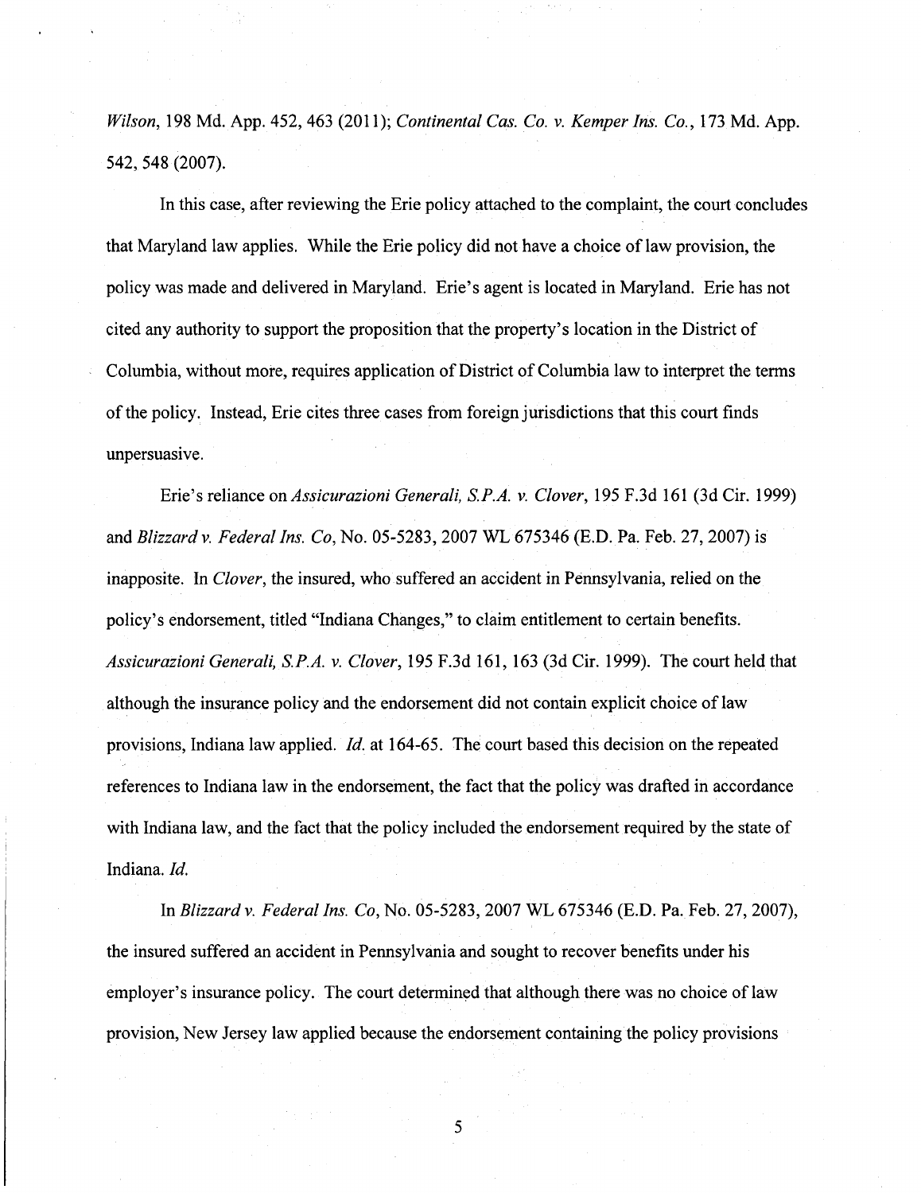*Wilson*, 198 Md. App. 452, 463 (2011); *Continental Cas. Co. v. Kemper Ins. Co.*, 173 Md. App. 542, 548 (2007).

In this case, after reviewing the Erie policy attached to the complaint, the court concludes that Maryland law applies. While the Erie policy did not have a choice of law provision, the policy was made and delivered in Maryland. Erie's agent is located in Maryland. Erie has not cited any authority to support the proposition that the property's location in the District of Columbia, without more, requires application of District of Columbia law to interpret the terms of the policy. Instead, Erie cites three cases from foreign jurisdictions that this court finds unpersuasive.

Erie's reliance on *Assicurazioni Generali, S.P.A. v. Clover*, 195 F.3d 161 (3d Cir. 1999) and *Blizzard v. Federal Ins. Co*, No. 05-5283, 2007 WL 675346 (E.D. Pa. Feb. 27, 2007) is inapposite. In *Clover*, the insured, who suffered an accident in Pennsylvania, relied on the policy's endorsement, titled "Indiana Changes," to claim entitlement to certain benefits. *Assicurazioni Generali, S.P.A. v. Clover*, 195 F.3d 161, 163 (3d Cir. 1999). The court held that although the insurance policy and the endorsement did not contain explicit choice of law provisions, Indiana law applied. *Id.* at 164-65. The court based this decision on the repeated references to Indiana law in the endorsement, the fact that the policy was drafted in accordance with Indiana law, and the fact that the policy included the endorsement required by the state of Indiana. *Id.*

In *Blizzard v. Federal Ins. Co*, No. 05-5283, 2007 WL 675346 (E.D. Pa. Feb. 27, 2007), the insured suffered an accident in Pennsylvania and sought to recover benefits under his employer's insurance policy. The court determined that although there was no choice of law provision, New Jersey law applied because the endorsement containing the policy provisions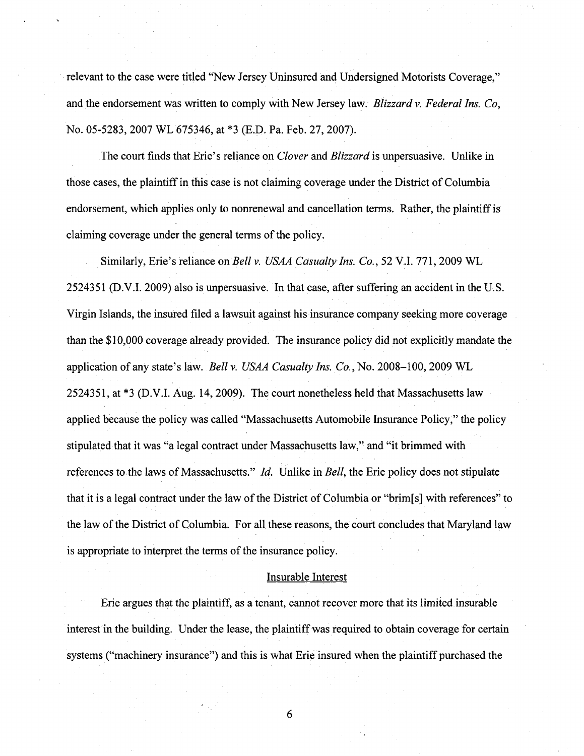relevant to the case were titled "New Jersey Uninsured and Undersigned Motorists Coverage," and the endorsement was written to comply with New Jersey law. *Blizzard v. Federal Ins. Co*, No. 05-5283, 2007 WL 675346, at *3 (E.D. Pa. Feb. 27, 2007).

The court finds that Erie's reliance on *Clover* and *Blizzard* is unpersuasive. Unlike in those cases, the plaintiff in this case is not claiming coverage under the District of Columbia endorsement, which applies only to nonrenewal and cancellation terms. Rather, the plaintiff is claiming coverage under the general terms of the policy.

Similarly, Erie's reliance on *Bell v. USAA Casualty Ins. Co.*, 52 V.I. 771, 2009 WL 2524351 (D.V.I. 2009) also is unpersuasive. In that case, after suffering an accident in the U.S. Virgin Islands, the insured filed a lawsuit against his insurance company seeking more coverage than the $10,000 coverage already provided. The insurance policy did not explicitly mandate the application of any state's law. *Bell v. USAA Casualty Ins. Co.*, No. 2008–100, 2009 WL 2524351, at *3 (D.V.I. Aug. 14, 2009). The court nonetheless held that Massachusetts law applied because the policy was called "Massachusetts Automobile Insurance Policy," the policy stipulated that it was "a legal contract under Massachusetts law," and "it brimmed with references to the laws of Massachusetts." *Id.* Unlike in *Bell*, the Erie policy does not stipulate that it is a legal contract under the law of the District of Columbia or "brim[s] with references" to the law of the District of Columbia. For all these reasons, the court concludes that Maryland law is appropriate to interpret the terms of the insurance policy.

## Insurable Interest

Erie argues that the plaintiff, as a tenant, cannot recover more that its limited insurable interest in the building. Under the lease, the plaintiff was required to obtain coverage for certain systems ("machinery insurance") and this is what Erie insured when the plaintiff purchased the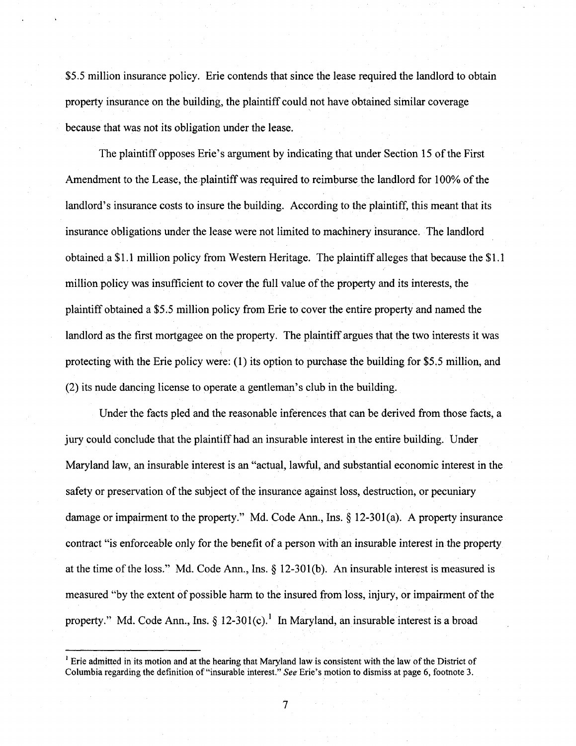$5.5 million insurance policy. Erie contends that since the lease required the landlord to obtain property insurance on the building, the plaintiff could not have obtained similar coverage because that was not its obligation under the lease.

The plaintiff opposes Erie's argument by indicating that under Section 15 of the First Amendment to the Lease, the plaintiff was required to reimburse the landlord for 100% of the landlord's insurance costs to insure the building. According to the plaintiff, this meant that its insurance obligations under the lease were not limited to machinery insurance. The landlord obtained a $1.1 million policy from Western Heritage. The plaintiff alleges that because the $1.1 million policy was insufficient to cover the full value of the property and its interests, the plaintiff obtained a $5.5 million policy from Erie to cover the entire property and named the landlord as the first mortgagee on the property. The plaintiff argues that the two interests it was protecting with the Erie policy were: (1) its option to purchase the building for $5.5 million, and (2) its nude dancing license to operate a gentleman's club in the building.

Under the facts pled and the reasonable inferences that can be derived from those facts, a jury could conclude that the plaintiff had an insurable interest in the entire building. Under Maryland law, an insurable interest is an "actual, lawful, and substantial economic interest in the safety or preservation of the subject of the insurance against loss, destruction, or pecuniary damage or impairment to the property." Md. Code Ann., Ins. § 12-301(a). A property insurance contract "is enforceable only for the benefit of a person with an insurable interest in the property at the time of the loss." Md. Code Ann., Ins. § 12-301(b). An insurable interest is measured is measured "by the extent of possible harm to the insured from loss, injury, or impairment of the property." Md. Code Ann., Ins. § 12-301(c).[1] In Maryland, an insurable interest is a broad

[1] Erie admitted in its motion and at the hearing that Maryland law is consistent with the law of the District of Columbia regarding the definition of "insurable interest." *See* Erie's motion to dismiss at page 6, footnote 3.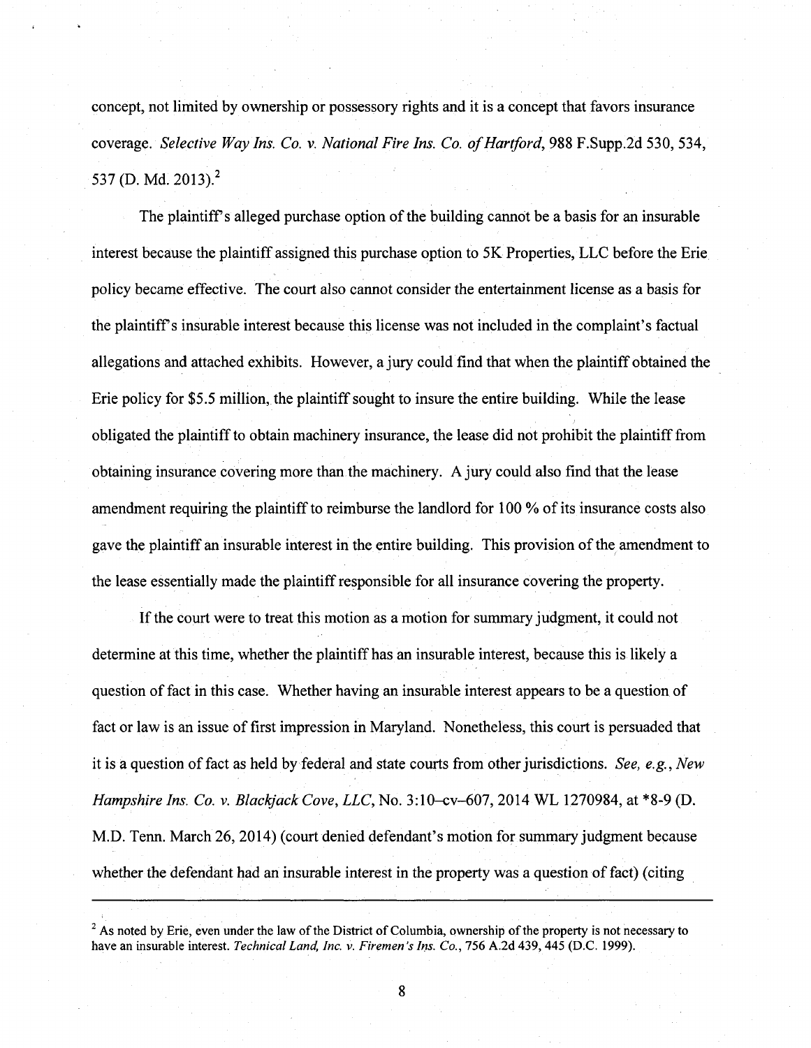concept, not limited by ownership or possessory rights and it is a concept that favors insurance coverage. *Selective Way Ins. Co. v. National Fire Ins. Co. of Hartford*, 988 F.Supp.2d 530, 534, 537 (D. Md. 2013).[2]

The plaintiff's alleged purchase option of the building cannot be a basis for an insurable interest because the plaintiff assigned this purchase option to 5K Properties, LLC before the Erie policy became effective. The court also cannot consider the entertainment license as a basis for the plaintiff's insurable interest because this license was not included in the complaint's factual allegations and attached exhibits. However, a jury could find that when the plaintiff obtained the Erie policy for $5.5 million, the plaintiff sought to insure the entire building. While the lease obligated the plaintiff to obtain machinery insurance, the lease did not prohibit the plaintiff from obtaining insurance covering more than the machinery. A jury could also find that the lease amendment requiring the plaintiff to reimburse the landlord for 100 % of its insurance costs also gave the plaintiff an insurable interest in the entire building. This provision of the amendment to the lease essentially made the plaintiff responsible for all insurance covering the property.

If the court were to treat this motion as a motion for summary judgment, it could not determine at this time, whether the plaintiff has an insurable interest, because this is likely a question of fact in this case. Whether having an insurable interest appears to be a question of fact or law is an issue of first impression in Maryland. Nonetheless, this court is persuaded that it is a question of fact as held by federal and state courts from other jurisdictions. *See, e.g.*, *New Hampshire Ins. Co. v. Blackjack Cove, LLC*, No. 3:10–cv–607, 2014 WL 1270984, at *8-9 (D. M.D. Tenn. March 26, 2014) (court denied defendant's motion for summary judgment because whether the defendant had an insurable interest in the property was a question of fact) (citing

---

[2] As noted by Erie, even under the law of the District of Columbia, ownership of the property is not necessary to have an insurable interest. *Technical Land, Inc. v. Firemen's Ins. Co.*, 756 A.2d 439, 445 (D.C. 1999).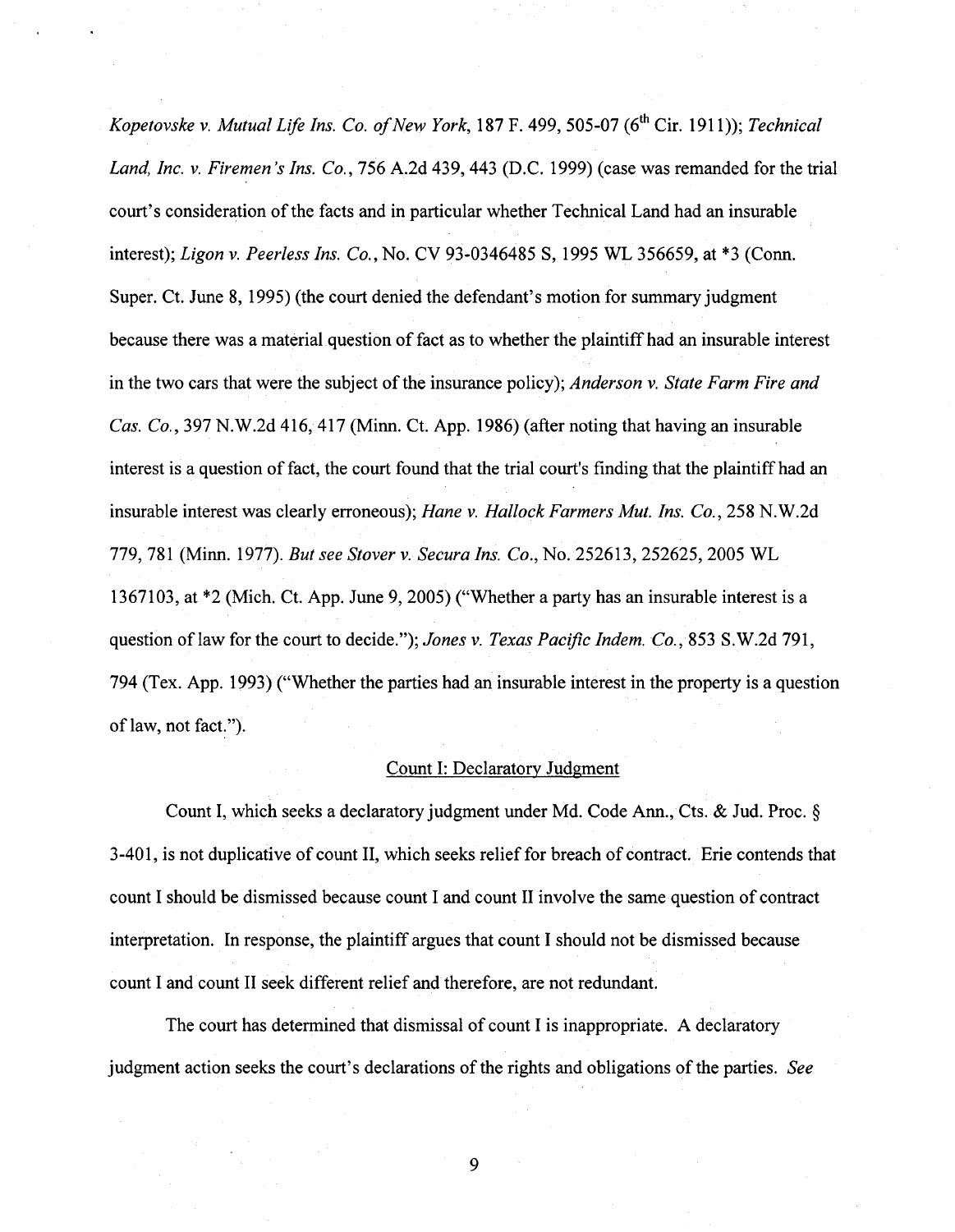*Kopetovske v. Mutual Life Ins. Co. of New York*, 187 F. 499, 505-07 (6th Cir. 1911)); *Technical Land, Inc. v. Firemen's Ins. Co.*, 756 A.2d 439, 443 (D.C. 1999) (case was remanded for the trial court's consideration of the facts and in particular whether Technical Land had an insurable interest); *Ligon v. Peerless Ins. Co.*, No. CV 93-0346485 S, 1995 WL 356659, at *3 (Conn. Super. Ct. June 8, 1995) (the court denied the defendant's motion for summary judgment because there was a material question of fact as to whether the plaintiff had an insurable interest in the two cars that were the subject of the insurance policy); *Anderson v. State Farm Fire and Cas. Co.*, 397 N.W.2d 416, 417 (Minn. Ct. App. 1986) (after noting that having an insurable interest is a question of fact, the court found that the trial court's finding that the plaintiff had an insurable interest was clearly erroneous); *Hane v. Hallock Farmers Mut. Ins. Co.*, 258 N.W.2d 779, 781 (Minn. 1977). *But see Stover v. Secura Ins. Co.*, No. 252613, 252625, 2005 WL 1367103, at *2 (Mich. Ct. App. June 9, 2005) ("Whether a party has an insurable interest is a question of law for the court to decide."); *Jones v. Texas Pacific Indem. Co.*, 853 S.W.2d 791, 794 (Tex. App. 1993) ("Whether the parties had an insurable interest in the property is a question of law, not fact.").

## Count I: Declaratory Judgment

Count I, which seeks a declaratory judgment under Md. Code Ann., Cts. & Jud. Proc. § 3-401, is not duplicative of count II, which seeks relief for breach of contract. Erie contends that count I should be dismissed because count I and count II involve the same question of contract interpretation. In response, the plaintiff argues that count I should not be dismissed because count I and count II seek different relief and therefore, are not redundant.

The court has determined that dismissal of count I is inappropriate. A declaratory judgment action seeks the court's declarations of the rights and obligations of the parties. *See*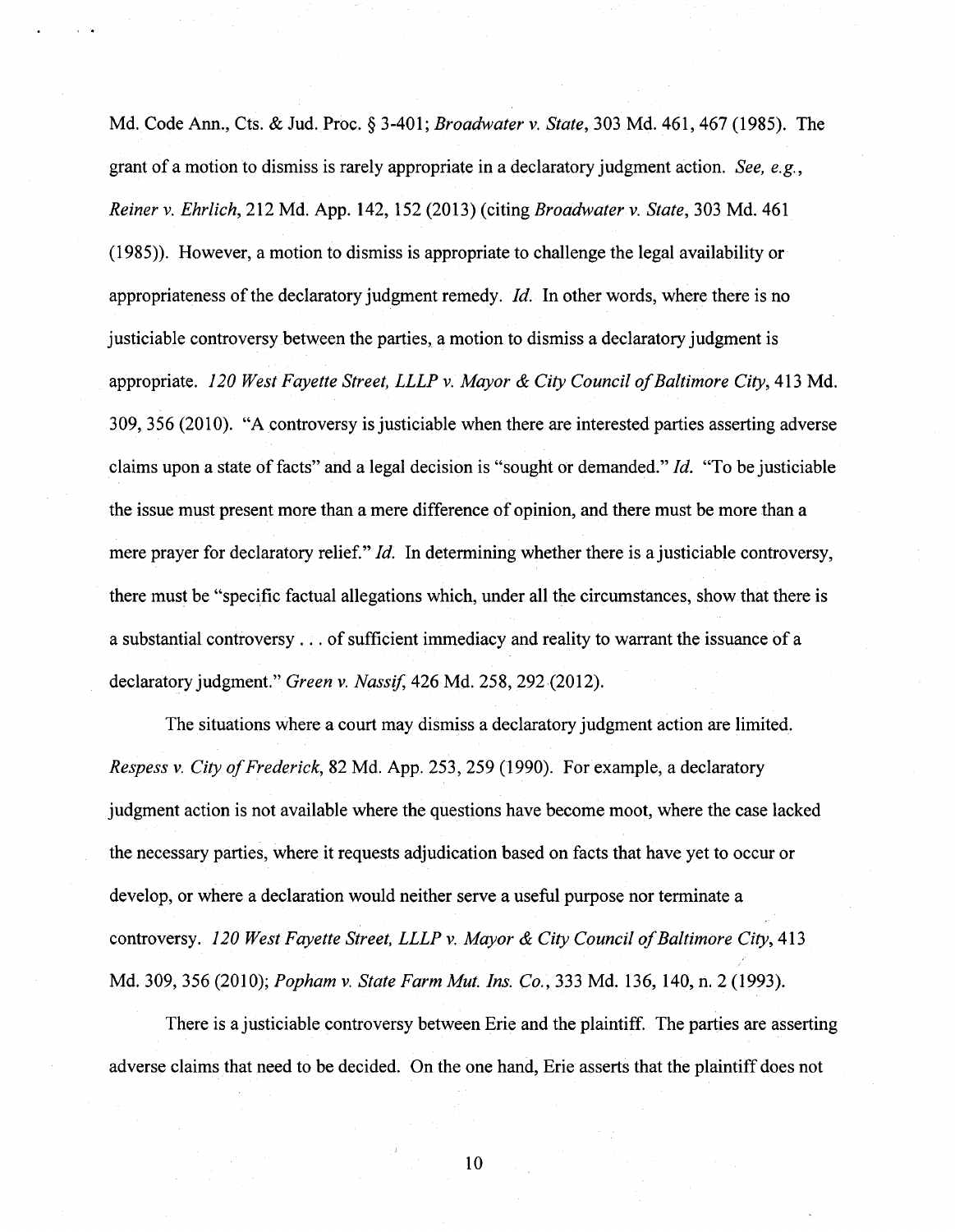Md. Code Ann., Cts. & Jud. Proc. § 3-401; *Broadwater v. State*, 303 Md. 461, 467 (1985). The grant of a motion to dismiss is rarely appropriate in a declaratory judgment action. *See, e.g.*, *Reiner v. Ehrlich*, 212 Md. App. 142, 152 (2013) (citing *Broadwater v. State*, 303 Md. 461 (1985)). However, a motion to dismiss is appropriate to challenge the legal availability or appropriateness of the declaratory judgment remedy. *Id.* In other words, where there is no justiciable controversy between the parties, a motion to dismiss a declaratory judgment is appropriate. *120 West Fayette Street, LLLP v. Mayor & City Council of Baltimore City*, 413 Md. 309, 356 (2010). "A controversy is justiciable when there are interested parties asserting adverse claims upon a state of facts" and a legal decision is "sought or demanded." *Id.* "To be justiciable the issue must present more than a mere difference of opinion, and there must be more than a mere prayer for declaratory relief." *Id.* In determining whether there is a justiciable controversy, there must be "specific factual allegations which, under all the circumstances, show that there is a substantial controversy . . . of sufficient immediacy and reality to warrant the issuance of a declaratory judgment." *Green v. Nassif*, 426 Md. 258, 292 (2012).

The situations where a court may dismiss a declaratory judgment action are limited. *Respess v. City of Frederick*, 82 Md. App. 253, 259 (1990). For example, a declaratory judgment action is not available where the questions have become moot, where the case lacked the necessary parties, where it requests adjudication based on facts that have yet to occur or develop, or where a declaration would neither serve a useful purpose nor terminate a controversy. *120 West Fayette Street, LLLP v. Mayor & City Council of Baltimore City*, 413 Md. 309, 356 (2010); *Popham v. State Farm Mut. Ins. Co.*, 333 Md. 136, 140, n. 2 (1993).

There is a justiciable controversy between Erie and the plaintiff. The parties are asserting adverse claims that need to be decided. On the one hand, Erie asserts that the plaintiff does not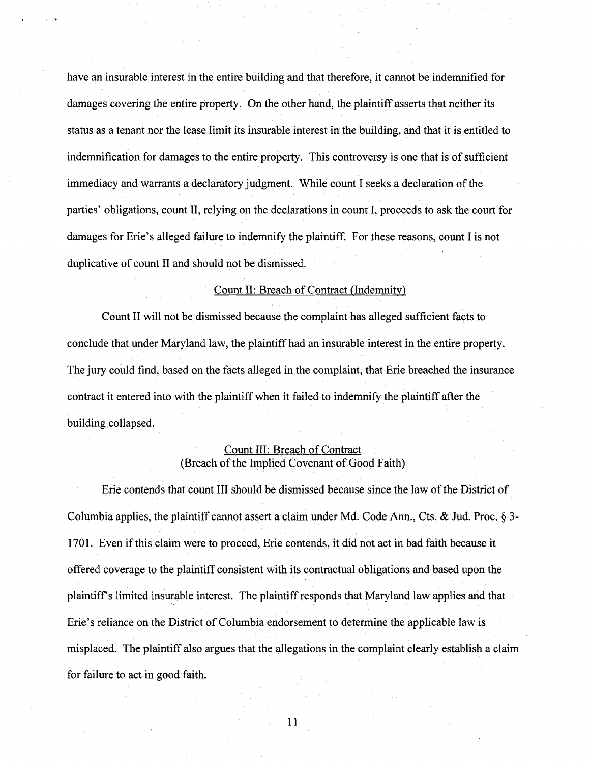have an insurable interest in the entire building and that therefore, it cannot be indemnified for damages covering the entire property. On the other hand, the plaintiff asserts that neither its status as a tenant nor the lease limit its insurable interest in the building, and that it is entitled to indemnification for damages to the entire property. This controversy is one that is of sufficient immediacy and warrants a declaratory judgment. While count I seeks a declaration of the parties' obligations, count II, relying on the declarations in count I, proceeds to ask the court for damages for Erie's alleged failure to indemnify the plaintiff. For these reasons, count I is not duplicative of count II and should not be dismissed.

<u>Count II: Breach of Contract (Indemnity)</u>

Count II will not be dismissed because the complaint has alleged sufficient facts to conclude that under Maryland law, the plaintiff had an insurable interest in the entire property. The jury could find, based on the facts alleged in the complaint, that Erie breached the insurance contract it entered into with the plaintiff when it failed to indemnify the plaintiff after the building collapsed.

<u>Count III: Breach of Contract</u>
(Breach of the Implied Covenant of Good Faith)

Erie contends that count III should be dismissed because since the law of the District of Columbia applies, the plaintiff cannot assert a claim under Md. Code Ann., Cts. & Jud. Proc. § 3-1701. Even if this claim were to proceed, Erie contends, it did not act in bad faith because it offered coverage to the plaintiff consistent with its contractual obligations and based upon the plaintiff's limited insurable interest. The plaintiff responds that Maryland law applies and that Erie's reliance on the District of Columbia endorsement to determine the applicable law is misplaced. The plaintiff also argues that the allegations in the complaint clearly establish a claim for failure to act in good faith.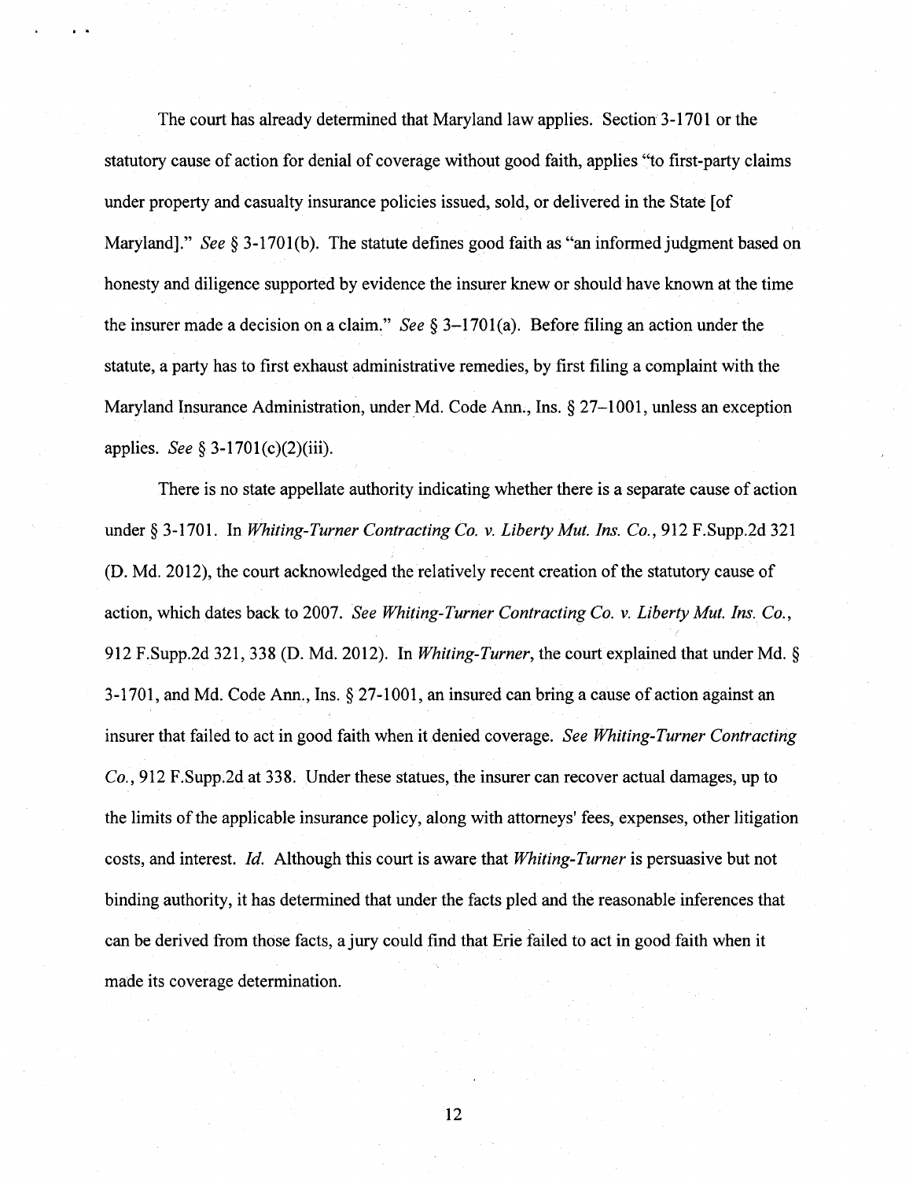The court has already determined that Maryland law applies. Section 3-1701 or the statutory cause of action for denial of coverage without good faith, applies "to first-party claims under property and casualty insurance policies issued, sold, or delivered in the State [of Maryland]." *See* § 3-1701(b). The statute defines good faith as "an informed judgment based on honesty and diligence supported by evidence the insurer knew or should have known at the time the insurer made a decision on a claim." *See* § 3–1701(a). Before filing an action under the statute, a party has to first exhaust administrative remedies, by first filing a complaint with the Maryland Insurance Administration, under Md. Code Ann., Ins. § 27–1001, unless an exception applies. *See* § 3-1701(c)(2)(iii).

There is no state appellate authority indicating whether there is a separate cause of action under § 3-1701. In *Whiting-Turner Contracting Co. v. Liberty Mut. Ins. Co.*, 912 F.Supp.2d 321 (D. Md. 2012), the court acknowledged the relatively recent creation of the statutory cause of action, which dates back to 2007. *See Whiting-Turner Contracting Co. v. Liberty Mut. Ins. Co.*, 912 F.Supp.2d 321, 338 (D. Md. 2012). In *Whiting-Turner*, the court explained that under Md. § 3-1701, and Md. Code Ann., Ins. § 27-1001, an insured can bring a cause of action against an insurer that failed to act in good faith when it denied coverage. *See Whiting-Turner Contracting Co.*, 912 F.Supp.2d at 338. Under these statues, the insurer can recover actual damages, up to the limits of the applicable insurance policy, along with attorneys' fees, expenses, other litigation costs, and interest. *Id.* Although this court is aware that *Whiting-Turner* is persuasive but not binding authority, it has determined that under the facts pled and the reasonable inferences that can be derived from those facts, a jury could find that Erie failed to act in good faith when it made its coverage determination.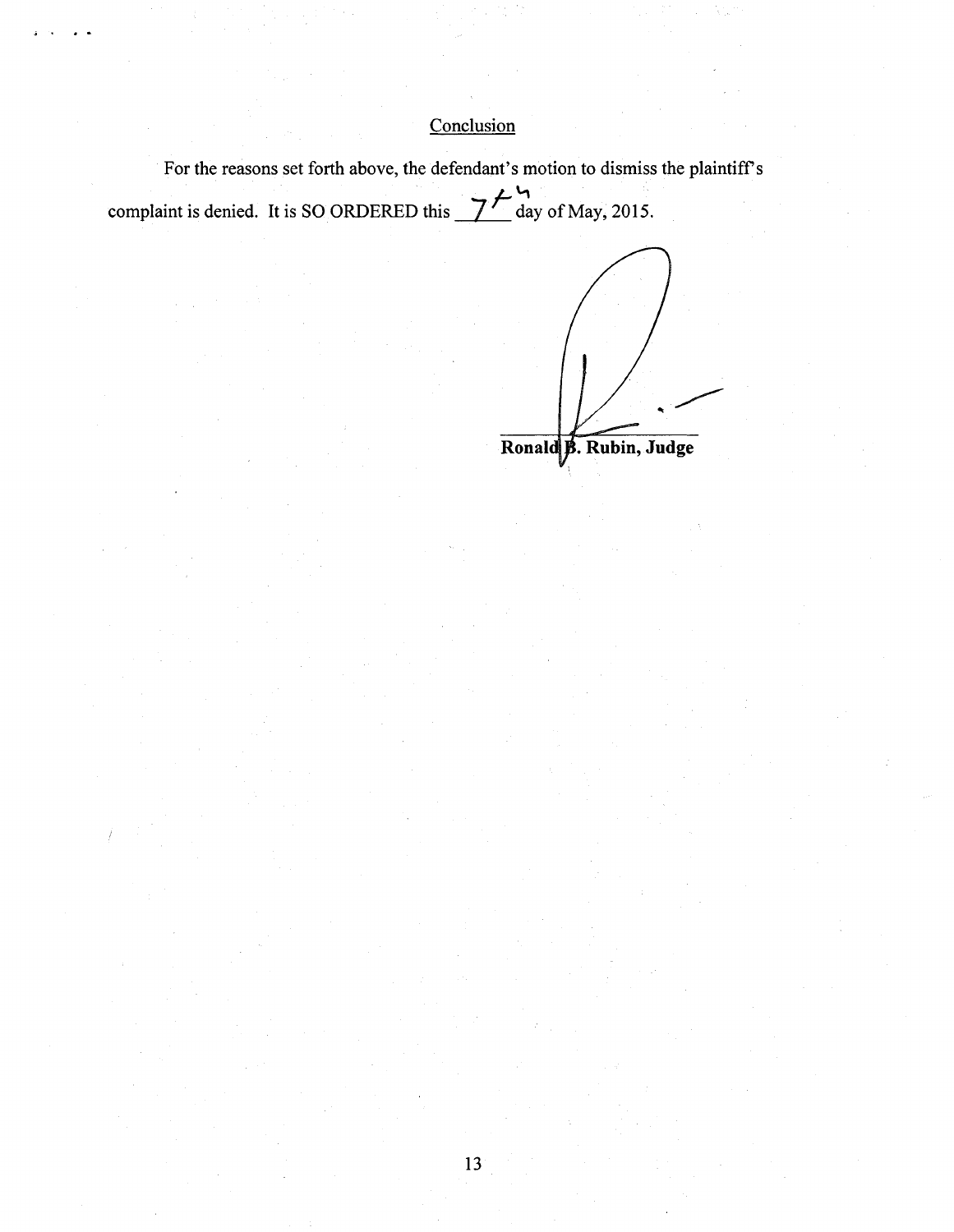## Conclusion

For the reasons set forth above, the defendant's motion to dismiss the plaintiff's complaint is denied. It is SO ORDERED this 7th day of May, 2015.

**Ronald B. Rubin, Judge**